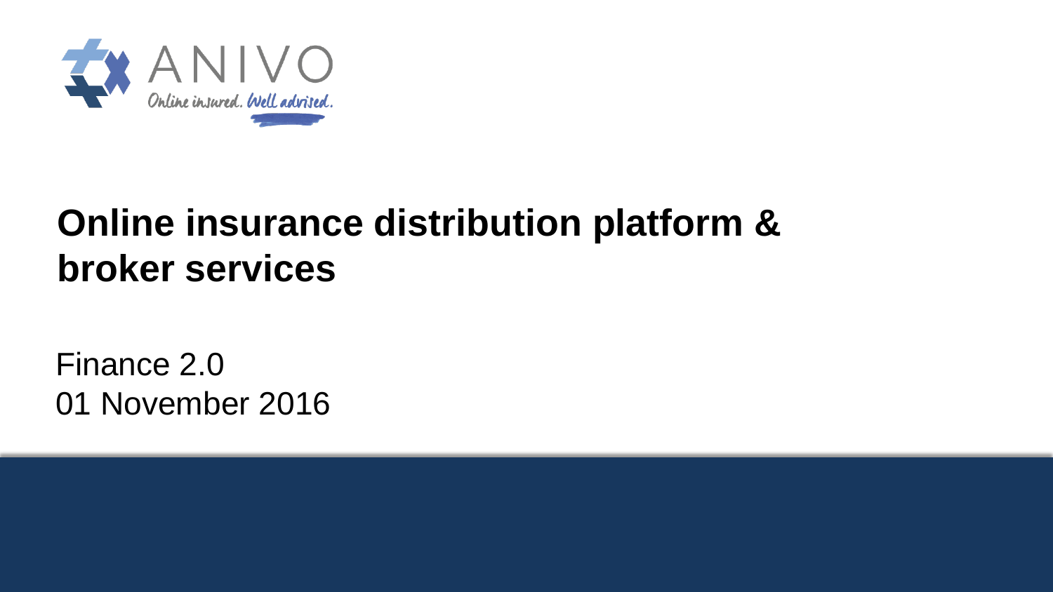ANIVO

Online insured. Well advised.

# Online insurance distribution platform & broker services

Finance 2.0
01 November 2016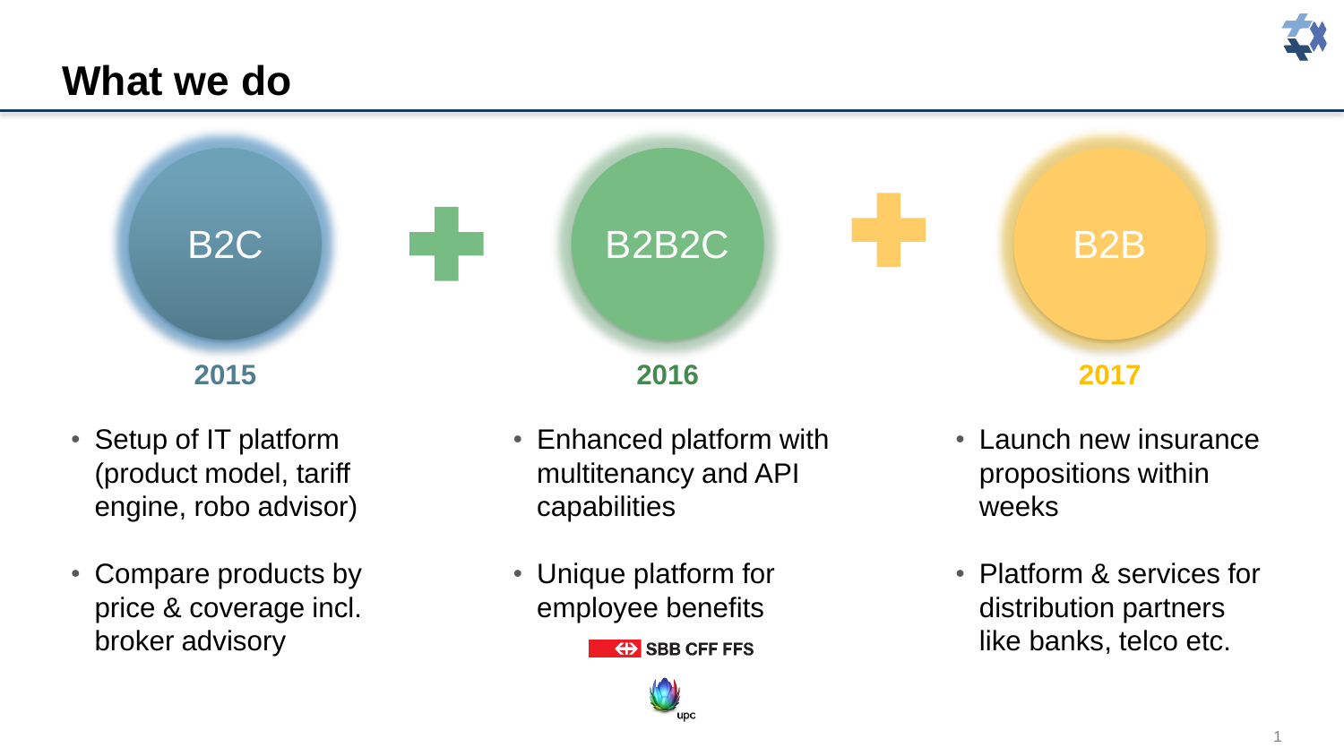# What we do

## B2C

**2015**

- Setup of IT platform (product model, tariff engine, robo advisor)
- Compare products by price & coverage incl. broker advisory

## B2B2C

**2016**

- Enhanced platform with multitenancy and API capabilities
- Unique platform for employee benefits

SBB CFF FFS

upc

## B2B

**2017**

- Launch new insurance propositions within weeks
- Platform & services for distribution partners like banks, telco etc.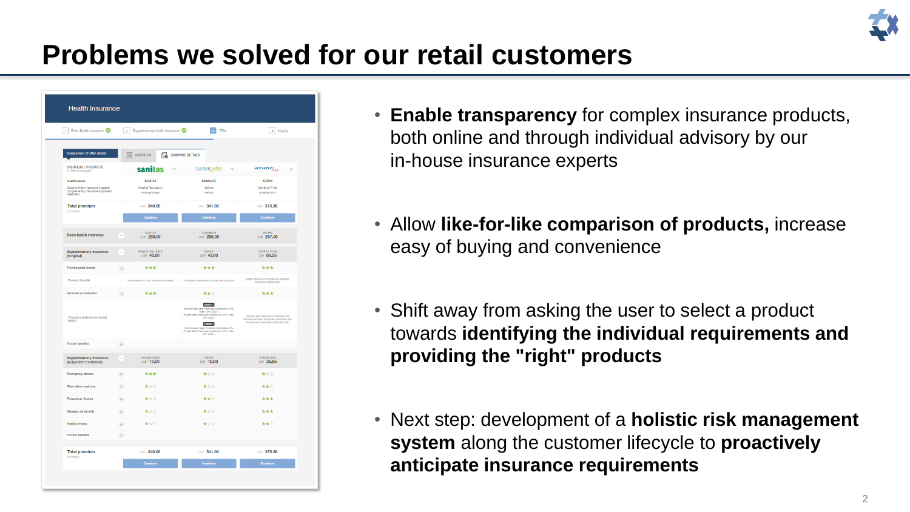# Problems we solved for our retail customers

- **Enable transparency** for complex insurance products, both online and through individual advisory by our in-house insurance experts
- Allow **like-for-like comparison of products,** increase easy of buying and convenience
- Shift away from asking the user to select a product towards **identifying the individual requirements and providing the "right" products**
- Next step: development of a **holistic risk management system** along the customer lifecycle to **proactively anticipate insurance requirements**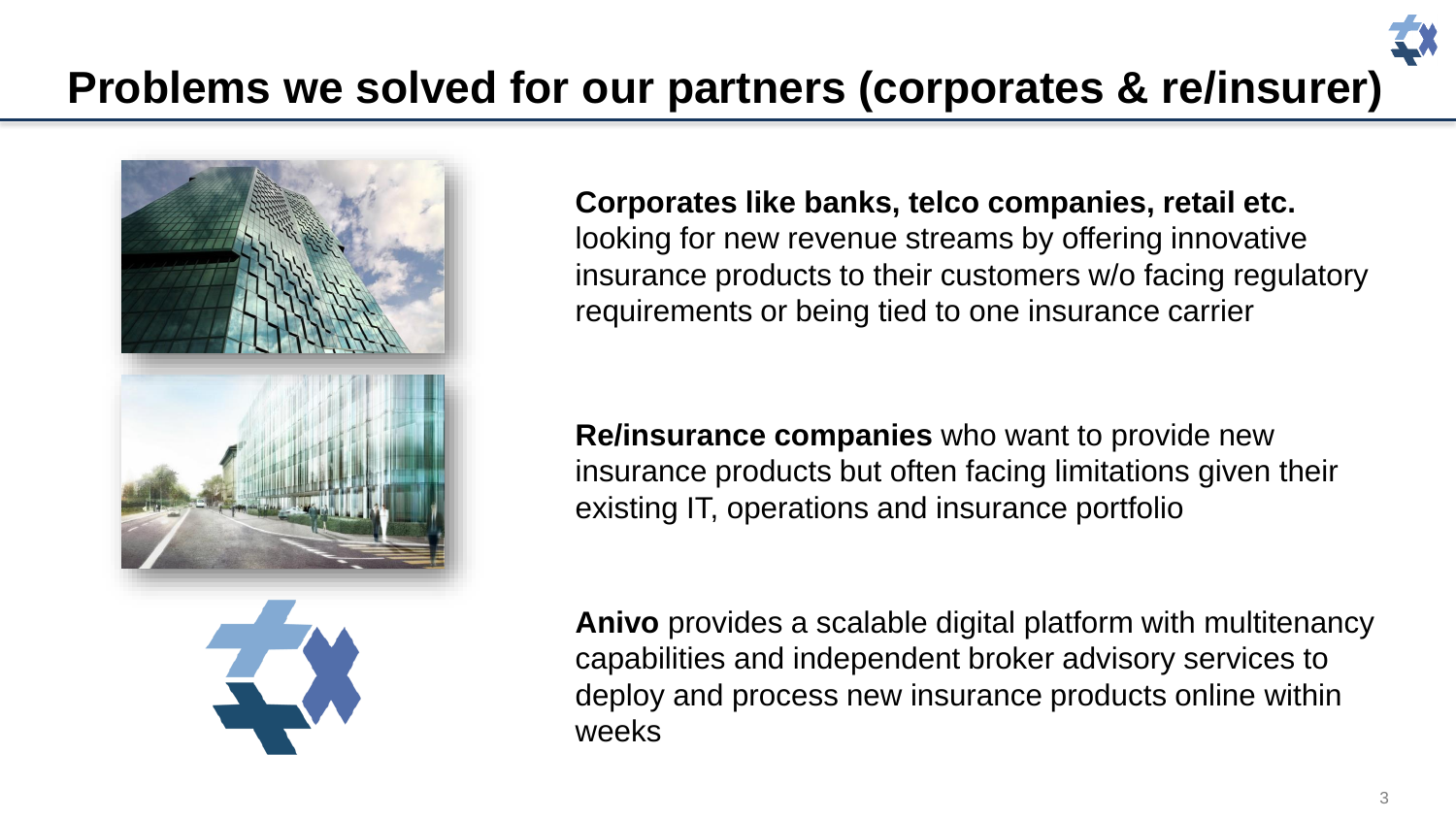# Problems we solved for our partners (corporates & re/insurer)

**Corporates like banks, telco companies, retail etc.** looking for new revenue streams by offering innovative insurance products to their customers w/o facing regulatory requirements or being tied to one insurance carrier

**Re/insurance companies** who want to provide new insurance products but often facing limitations given their existing IT, operations and insurance portfolio

**Anivo** provides a scalable digital platform with multitenancy capabilities and independent broker advisory services to deploy and process new insurance products online within weeks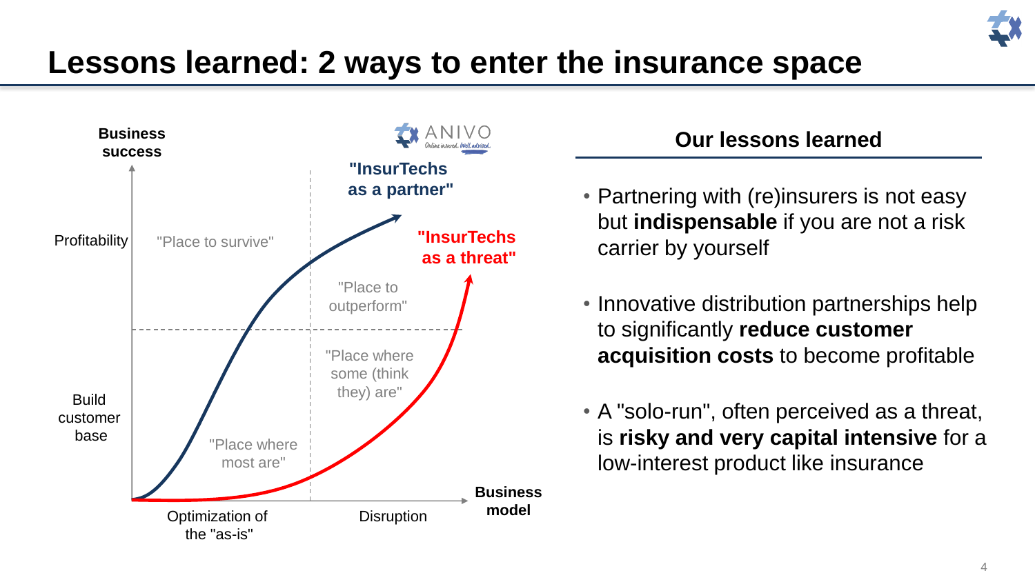# Lessons learned: 2 ways to enter the insurance space

Business success

ANIVO
Online insured. Well advised.

"InsurTechs as a partner"

Profitability

"Place to survive"

"InsurTechs as a threat"

"Place to outperform"

"Place where some (think they) are"

Build customer base

"Place where most are"

Business model

Optimization of the "as-is"

Disruption

## Our lessons learned

- Partnering with (re)insurers is not easy but **indispensable** if you are not a risk carrier by yourself
- Innovative distribution partnerships help to significantly **reduce customer acquisition costs** to become profitable
- A "solo-run", often perceived as a threat, is **risky and very capital intensive** for a low-interest product like insurance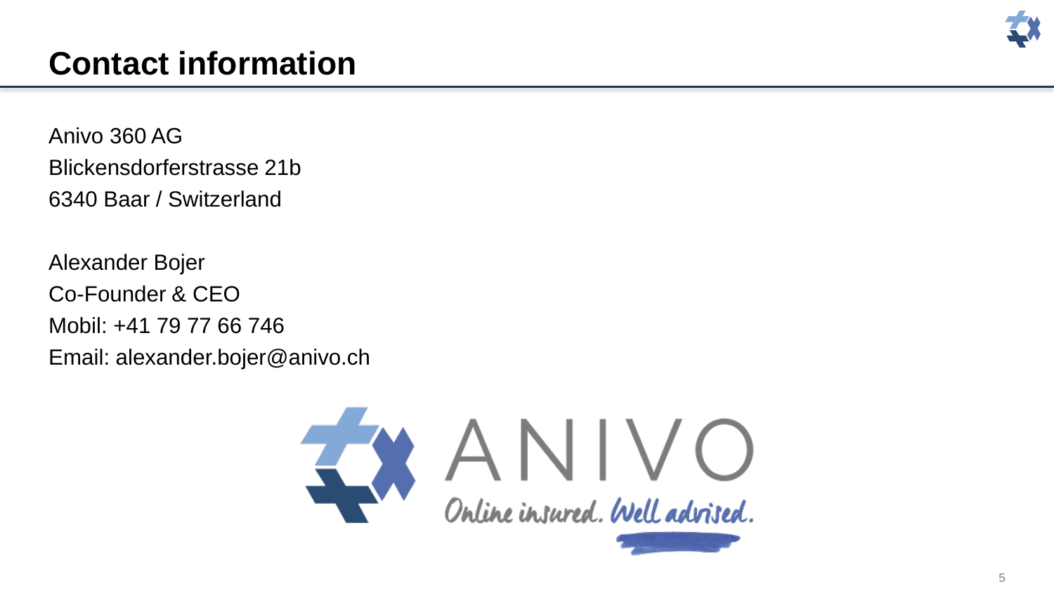## Contact information

Anivo 360 AG
Blickensdorferstrasse 21b
6340 Baar / Switzerland

Alexander Bojer
Co-Founder & CEO
Mobil: +41 79 77 66 746
Email: alexander.bojer@anivo.ch

ANIVO
Online insured. Well advised.